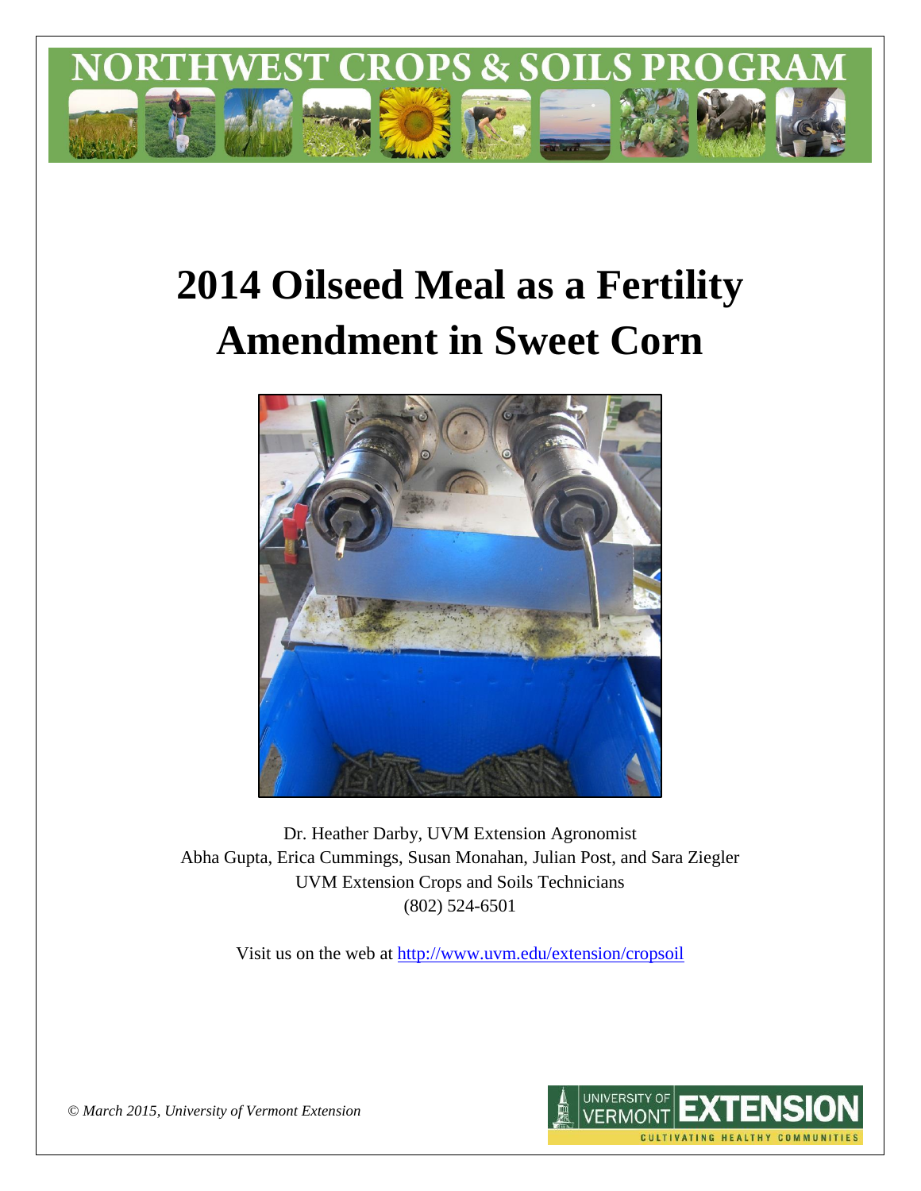NORTHWEST CROPS & SOILS PROGRAM

# 2014 Oilseed Meal as a Fertility Amendment in Sweet Corn

Dr. Heather Darby, UVM Extension Agronomist
Abha Gupta, Erica Cummings, Susan Monahan, Julian Post, and Sara Ziegler
UVM Extension Crops and Soils Technicians
(802) 524-6501

Visit us on the web at http://www.uvm.edu/extension/cropsoil

*© March 2015, University of Vermont Extension*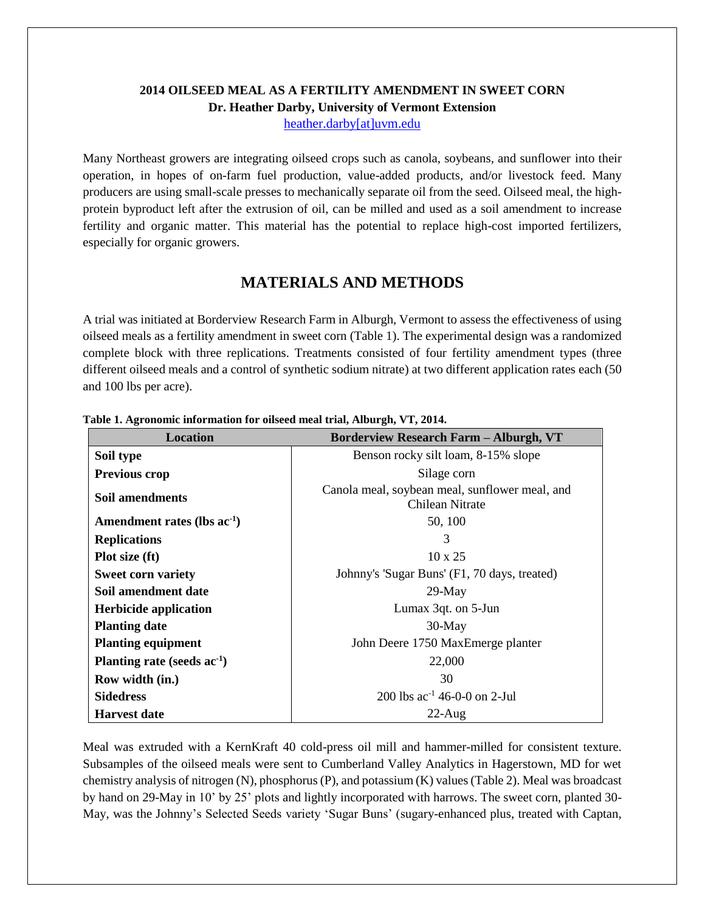**2014 OILSEED MEAL AS A FERTILITY AMENDMENT IN SWEET CORN**
**Dr. Heather Darby, University of Vermont Extension**
heather.darby[at]uvm.edu

Many Northeast growers are integrating oilseed crops such as canola, soybeans, and sunflower into their operation, in hopes of on-farm fuel production, value-added products, and/or livestock feed. Many producers are using small-scale presses to mechanically separate oil from the seed. Oilseed meal, the high-protein byproduct left after the extrusion of oil, can be milled and used as a soil amendment to increase fertility and organic matter. This material has the potential to replace high-cost imported fertilizers, especially for organic growers.

## MATERIALS AND METHODS

A trial was initiated at Borderview Research Farm in Alburgh, Vermont to assess the effectiveness of using oilseed meals as a fertility amendment in sweet corn (Table 1). The experimental design was a randomized complete block with three replications. Treatments consisted of four fertility amendment types (three different oilseed meals and a control of synthetic sodium nitrate) at two different application rates each (50 and 100 lbs per acre).

**Table 1. Agronomic information for oilseed meal trial, Alburgh, VT, 2014.**

| Location | Borderview Research Farm – Alburgh, VT |
|---|---|
| **Soil type** | Benson rocky silt loam, 8-15% slope |
| **Previous crop** | Silage corn |
| **Soil amendments** | Canola meal, soybean meal, sunflower meal, and Chilean Nitrate |
| **Amendment rates (lbs ac$^{-1}$)** | 50, 100 |
| **Replications** | 3 |
| **Plot size (ft)** | 10 x 25 |
| **Sweet corn variety** | Johnny's 'Sugar Buns' (F1, 70 days, treated) |
| **Soil amendment date** | 29-May |
| **Herbicide application** | Lumax 3qt. on 5-Jun |
| **Planting date** | 30-May |
| **Planting equipment** | John Deere 1750 MaxEmerge planter |
| **Planting rate (seeds ac$^{-1}$)** | 22,000 |
| **Row width (in.)** | 30 |
| **Sidedress** | 200 lbs ac$^{-1}$ 46-0-0 on 2-Jul |
| **Harvest date** | 22-Aug |

Meal was extruded with a KernKraft 40 cold-press oil mill and hammer-milled for consistent texture. Subsamples of the oilseed meals were sent to Cumberland Valley Analytics in Hagerstown, MD for wet chemistry analysis of nitrogen (N), phosphorus (P), and potassium (K) values (Table 2). Meal was broadcast by hand on 29-May in 10' by 25' plots and lightly incorporated with harrows. The sweet corn, planted 30-May, was the Johnny's Selected Seeds variety 'Sugar Buns' (sugary-enhanced plus, treated with Captan,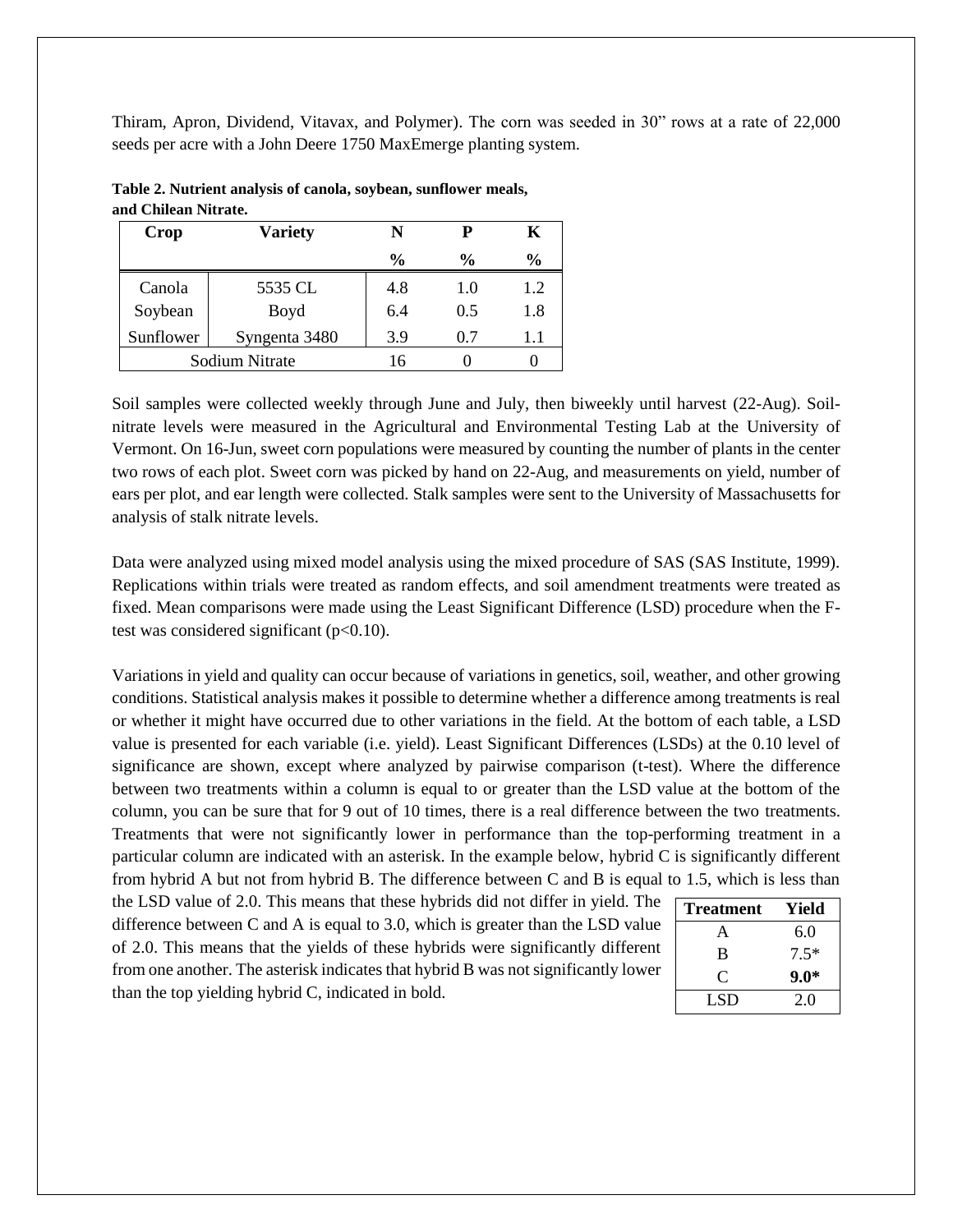Thiram, Apron, Dividend, Vitavax, and Polymer). The corn was seeded in 30" rows at a rate of 22,000 seeds per acre with a John Deere 1750 MaxEmerge planting system.

**Table 2. Nutrient analysis of canola, soybean, sunflower meals, and Chilean Nitrate.**

| Crop | Variety | N | P | K |
|---|---|---|---|---|
| | | % | % | % |
| Canola | 5535 CL | 4.8 | 1.0 | 1.2 |
| Soybean | Boyd | 6.4 | 0.5 | 1.8 |
| Sunflower | Syngenta 3480 | 3.9 | 0.7 | 1.1 |
| Sodium Nitrate | | 16 | 0 | 0 |

Soil samples were collected weekly through June and July, then biweekly until harvest (22-Aug). Soil-nitrate levels were measured in the Agricultural and Environmental Testing Lab at the University of Vermont. On 16-Jun, sweet corn populations were measured by counting the number of plants in the center two rows of each plot. Sweet corn was picked by hand on 22-Aug, and measurements on yield, number of ears per plot, and ear length were collected. Stalk samples were sent to the University of Massachusetts for analysis of stalk nitrate levels.

Data were analyzed using mixed model analysis using the mixed procedure of SAS (SAS Institute, 1999). Replications within trials were treated as random effects, and soil amendment treatments were treated as fixed. Mean comparisons were made using the Least Significant Difference (LSD) procedure when the F-test was considered significant ($p<0.10$).

Variations in yield and quality can occur because of variations in genetics, soil, weather, and other growing conditions. Statistical analysis makes it possible to determine whether a difference among treatments is real or whether it might have occurred due to other variations in the field. At the bottom of each table, a LSD value is presented for each variable (i.e. yield). Least Significant Differences (LSDs) at the 0.10 level of significance are shown, except where analyzed by pairwise comparison (t-test). Where the difference between two treatments within a column is equal to or greater than the LSD value at the bottom of the column, you can be sure that for 9 out of 10 times, there is a real difference between the two treatments. Treatments that were not significantly lower in performance than the top-performing treatment in a particular column are indicated with an asterisk. In the example below, hybrid C is significantly different from hybrid A but not from hybrid B. The difference between C and B is equal to 1.5, which is less than the LSD value of 2.0. This means that these hybrids did not differ in yield. The difference between C and A is equal to 3.0, which is greater than the LSD value of 2.0. This means that the yields of these hybrids were significantly different from one another. The asterisk indicates that hybrid B was not significantly lower than the top yielding hybrid C, indicated in bold.

| Treatment | Yield |
|---|---|
| A | 6.0 |
| B | 7.5* |
| C | **9.0*** |
| LSD | 2.0 |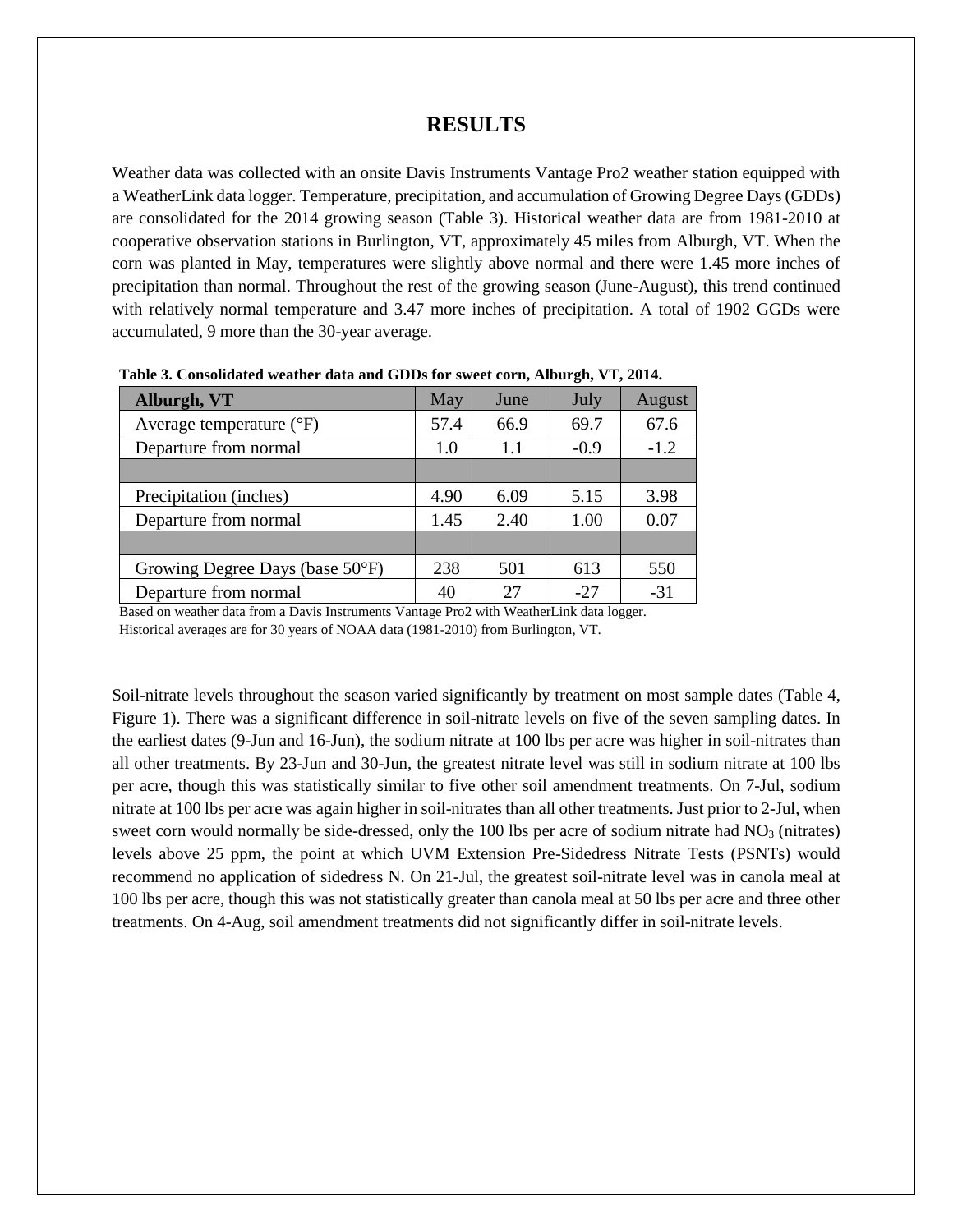# RESULTS

Weather data was collected with an onsite Davis Instruments Vantage Pro2 weather station equipped with a WeatherLink data logger. Temperature, precipitation, and accumulation of Growing Degree Days (GDDs) are consolidated for the 2014 growing season (Table 3). Historical weather data are from 1981-2010 at cooperative observation stations in Burlington, VT, approximately 45 miles from Alburgh, VT. When the corn was planted in May, temperatures were slightly above normal and there were 1.45 more inches of precipitation than normal. Throughout the rest of the growing season (June-August), this trend continued with relatively normal temperature and 3.47 more inches of precipitation. A total of 1902 GGDs were accumulated, 9 more than the 30-year average.

**Table 3. Consolidated weather data and GDDs for sweet corn, Alburgh, VT, 2014.**

| Alburgh, VT | May | June | July | August |
|---|---|---|---|---|
| Average temperature (°F) | 57.4 | 66.9 | 69.7 | 67.6 |
| Departure from normal | 1.0 | 1.1 | -0.9 | -1.2 |
| | | | | |
| Precipitation (inches) | 4.90 | 6.09 | 5.15 | 3.98 |
| Departure from normal | 1.45 | 2.40 | 1.00 | 0.07 |
| | | | | |
| Growing Degree Days (base 50°F) | 238 | 501 | 613 | 550 |
| Departure from normal | 40 | 27 | -27 | -31 |

Based on weather data from a Davis Instruments Vantage Pro2 with WeatherLink data logger.
Historical averages are for 30 years of NOAA data (1981-2010) from Burlington, VT.

Soil-nitrate levels throughout the season varied significantly by treatment on most sample dates (Table 4, Figure 1). There was a significant difference in soil-nitrate levels on five of the seven sampling dates. In the earliest dates (9-Jun and 16-Jun), the sodium nitrate at 100 lbs per acre was higher in soil-nitrates than all other treatments. By 23-Jun and 30-Jun, the greatest nitrate level was still in sodium nitrate at 100 lbs per acre, though this was statistically similar to five other soil amendment treatments. On 7-Jul, sodium nitrate at 100 lbs per acre was again higher in soil-nitrates than all other treatments. Just prior to 2-Jul, when sweet corn would normally be side-dressed, only the 100 lbs per acre of sodium nitrate had $NO_3$ (nitrates) levels above 25 ppm, the point at which UVM Extension Pre-Sidedress Nitrate Tests (PSNTs) would recommend no application of sidedress N. On 21-Jul, the greatest soil-nitrate level was in canola meal at 100 lbs per acre, though this was not statistically greater than canola meal at 50 lbs per acre and three other treatments. On 4-Aug, soil amendment treatments did not significantly differ in soil-nitrate levels.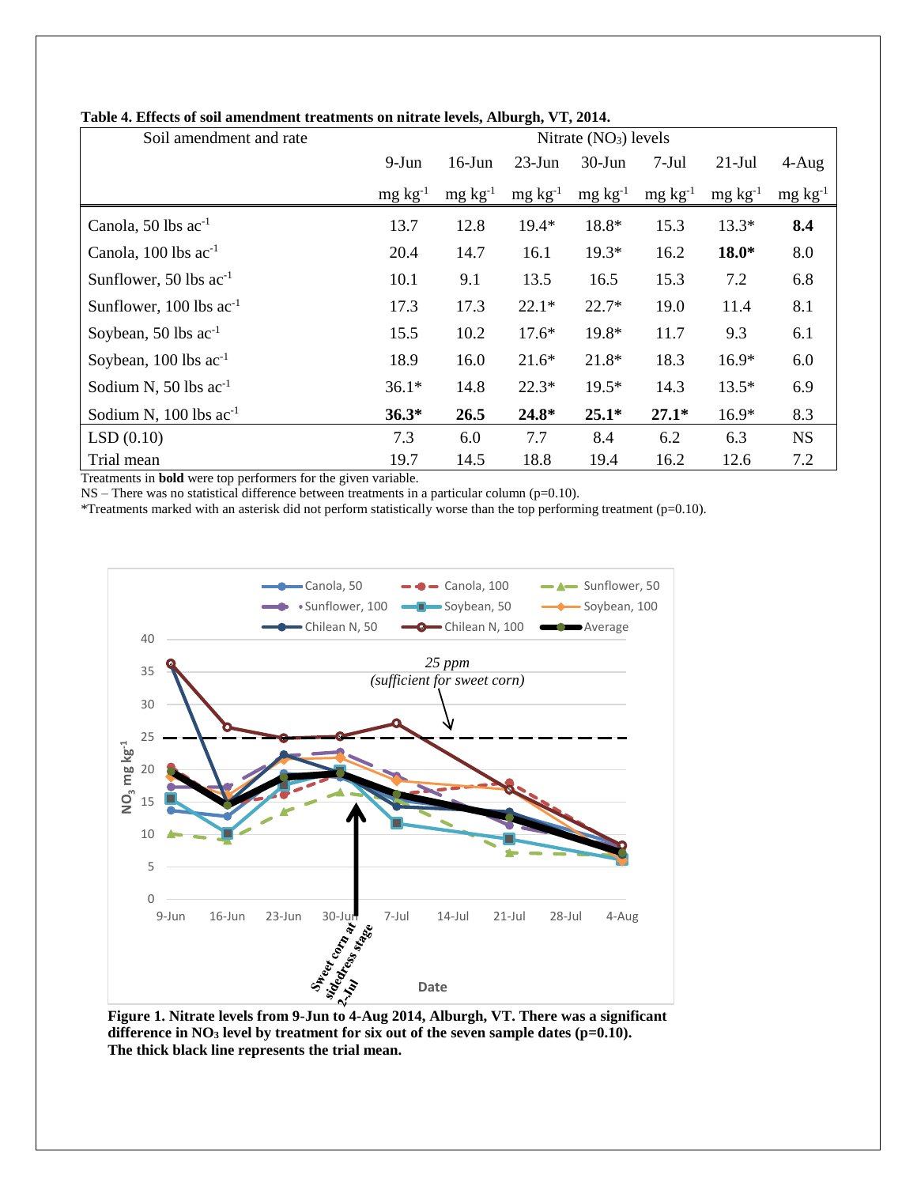**Table 4. Effects of soil amendment treatments on nitrate levels, Alburgh, VT, 2014.**

| Soil amendment and rate | Nitrate ($NO_3$) levels | | | | | | |
|---|---|---|---|---|---|---|---|
| | 9-Jun | 16-Jun | 23-Jun | 30-Jun | 7-Jul | 21-Jul | 4-Aug |
| | mg kg$^{-1}$ | mg kg$^{-1}$ | mg kg$^{-1}$ | mg kg$^{-1}$ | mg kg$^{-1}$ | mg kg$^{-1}$ | mg kg$^{-1}$ |
| Canola, 50 lbs ac$^{-1}$ | 13.7 | 12.8 | 19.4* | 18.8* | 15.3 | 13.3* | **8.4** |
| Canola, 100 lbs ac$^{-1}$ | 20.4 | 14.7 | 16.1 | 19.3* | 16.2 | **18.0*** | 8.0 |
| Sunflower, 50 lbs ac$^{-1}$ | 10.1 | 9.1 | 13.5 | 16.5 | 15.3 | 7.2 | 6.8 |
| Sunflower, 100 lbs ac$^{-1}$ | 17.3 | 17.3 | 22.1* | 22.7* | 19.0 | 11.4 | 8.1 |
| Soybean, 50 lbs ac$^{-1}$ | 15.5 | 10.2 | 17.6* | 19.8* | 11.7 | 9.3 | 6.1 |
| Soybean, 100 lbs ac$^{-1}$ | 18.9 | 16.0 | 21.6* | 21.8* | 18.3 | 16.9* | 6.0 |
| Sodium N, 50 lbs ac$^{-1}$ | 36.1* | 14.8 | 22.3* | 19.5* | 14.3 | 13.5* | 6.9 |
| Sodium N, 100 lbs ac$^{-1}$ | **36.3*** | **26.5** | **24.8*** | **25.1*** | **27.1*** | 16.9* | 8.3 |
| LSD (0.10) | 7.3 | 6.0 | 7.7 | 8.4 | 6.2 | 6.3 | NS |
| Trial mean | 19.7 | 14.5 | 18.8 | 19.4 | 16.2 | 12.6 | 7.2 |

Treatments in **bold** were top performers for the given variable.
NS – There was no statistical difference between treatments in a particular column (p=0.10).
*Treatments marked with an asterisk did not perform statistically worse than the top performing treatment (p=0.10).

**Figure 1. Nitrate levels from 9-Jun to 4-Aug 2014, Alburgh, VT. There was a significant difference in $NO_3$ level by treatment for six out of the seven sample dates (p=0.10). The thick black line represents the trial mean.**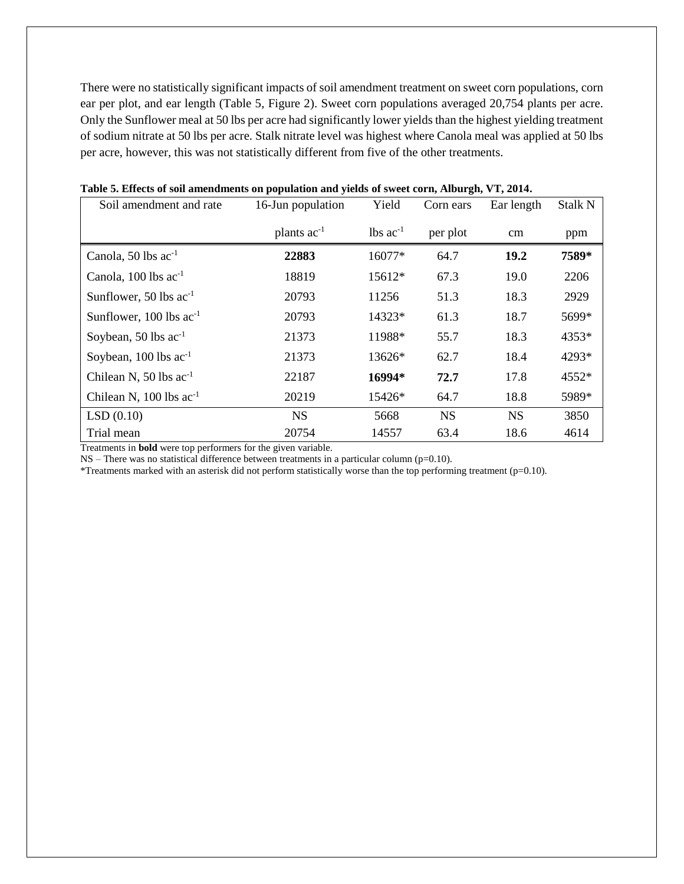There were no statistically significant impacts of soil amendment treatment on sweet corn populations, corn ear per plot, and ear length (Table 5, Figure 2). Sweet corn populations averaged 20,754 plants per acre. Only the Sunflower meal at 50 lbs per acre had significantly lower yields than the highest yielding treatment of sodium nitrate at 50 lbs per acre. Stalk nitrate level was highest where Canola meal was applied at 50 lbs per acre, however, this was not statistically different from five of the other treatments.

**Table 5. Effects of soil amendments on population and yields of sweet corn, Alburgh, VT, 2014.**

| Soil amendment and rate | 16-Jun population | Yield | Corn ears | Ear length | Stalk N |
|---|---|---|---|---|---|
| | plants $ac^{-1}$ | lbs $ac^{-1}$ | per plot | cm | ppm |
| Canola, 50 lbs $ac^{-1}$ | **22883** | 16077* | 64.7 | **19.2** | **7589*** |
| Canola, 100 lbs $ac^{-1}$ | 18819 | 15612* | 67.3 | 19.0 | 2206 |
| Sunflower, 50 lbs $ac^{-1}$ | 20793 | 11256 | 51.3 | 18.3 | 2929 |
| Sunflower, 100 lbs $ac^{-1}$ | 20793 | 14323* | 61.3 | 18.7 | 5699* |
| Soybean, 50 lbs $ac^{-1}$ | 21373 | 11988* | 55.7 | 18.3 | 4353* |
| Soybean, 100 lbs $ac^{-1}$ | 21373 | 13626* | 62.7 | 18.4 | 4293* |
| Chilean N, 50 lbs $ac^{-1}$ | 22187 | **16994*** | **72.7** | 17.8 | 4552* |
| Chilean N, 100 lbs $ac^{-1}$ | 20219 | 15426* | 64.7 | 18.8 | 5989* |
| LSD (0.10) | NS | 5668 | NS | NS | 3850 |
| Trial mean | 20754 | 14557 | 63.4 | 18.6 | 4614 |

Treatments in **bold** were top performers for the given variable.
NS – There was no statistical difference between treatments in a particular column (p=0.10).
*Treatments marked with an asterisk did not perform statistically worse than the top performing treatment (p=0.10).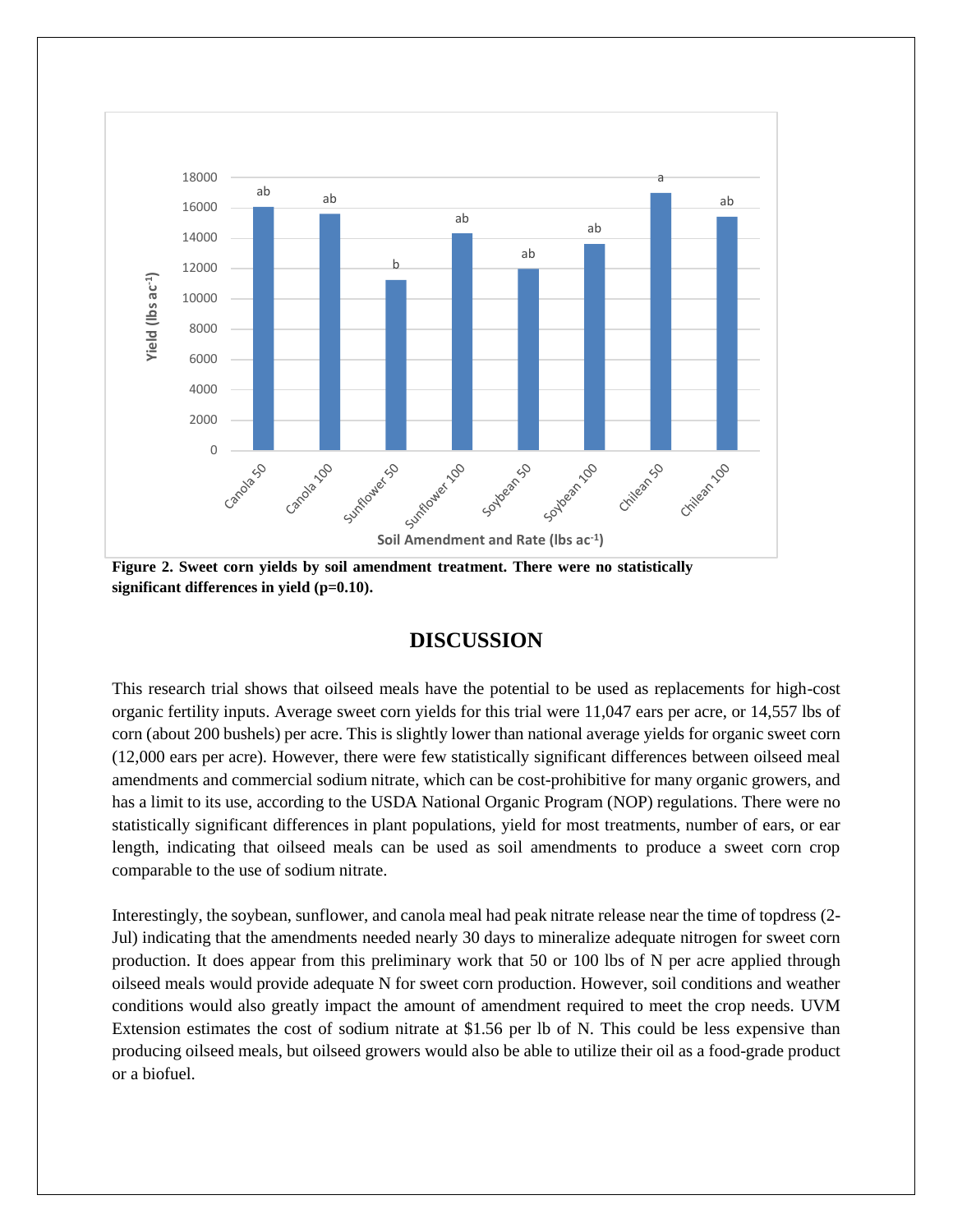Figure 2. Sweet corn yields by soil amendment treatment. There were no statistically significant differences in yield (p=0.10).

## DISCUSSION

This research trial shows that oilseed meals have the potential to be used as replacements for high-cost organic fertility inputs. Average sweet corn yields for this trial were 11,047 ears per acre, or 14,557 lbs of corn (about 200 bushels) per acre. This is slightly lower than national average yields for organic sweet corn (12,000 ears per acre). However, there were few statistically significant differences between oilseed meal amendments and commercial sodium nitrate, which can be cost-prohibitive for many organic growers, and has a limit to its use, according to the USDA National Organic Program (NOP) regulations. There were no statistically significant differences in plant populations, yield for most treatments, number of ears, or ear length, indicating that oilseed meals can be used as soil amendments to produce a sweet corn crop comparable to the use of sodium nitrate.

Interestingly, the soybean, sunflower, and canola meal had peak nitrate release near the time of topdress (2-Jul) indicating that the amendments needed nearly 30 days to mineralize adequate nitrogen for sweet corn production. It does appear from this preliminary work that 50 or 100 lbs of N per acre applied through oilseed meals would provide adequate N for sweet corn production. However, soil conditions and weather conditions would also greatly impact the amount of amendment required to meet the crop needs. UVM Extension estimates the cost of sodium nitrate at $1.56 per lb of N. This could be less expensive than producing oilseed meals, but oilseed growers would also be able to utilize their oil as a food-grade product or a biofuel.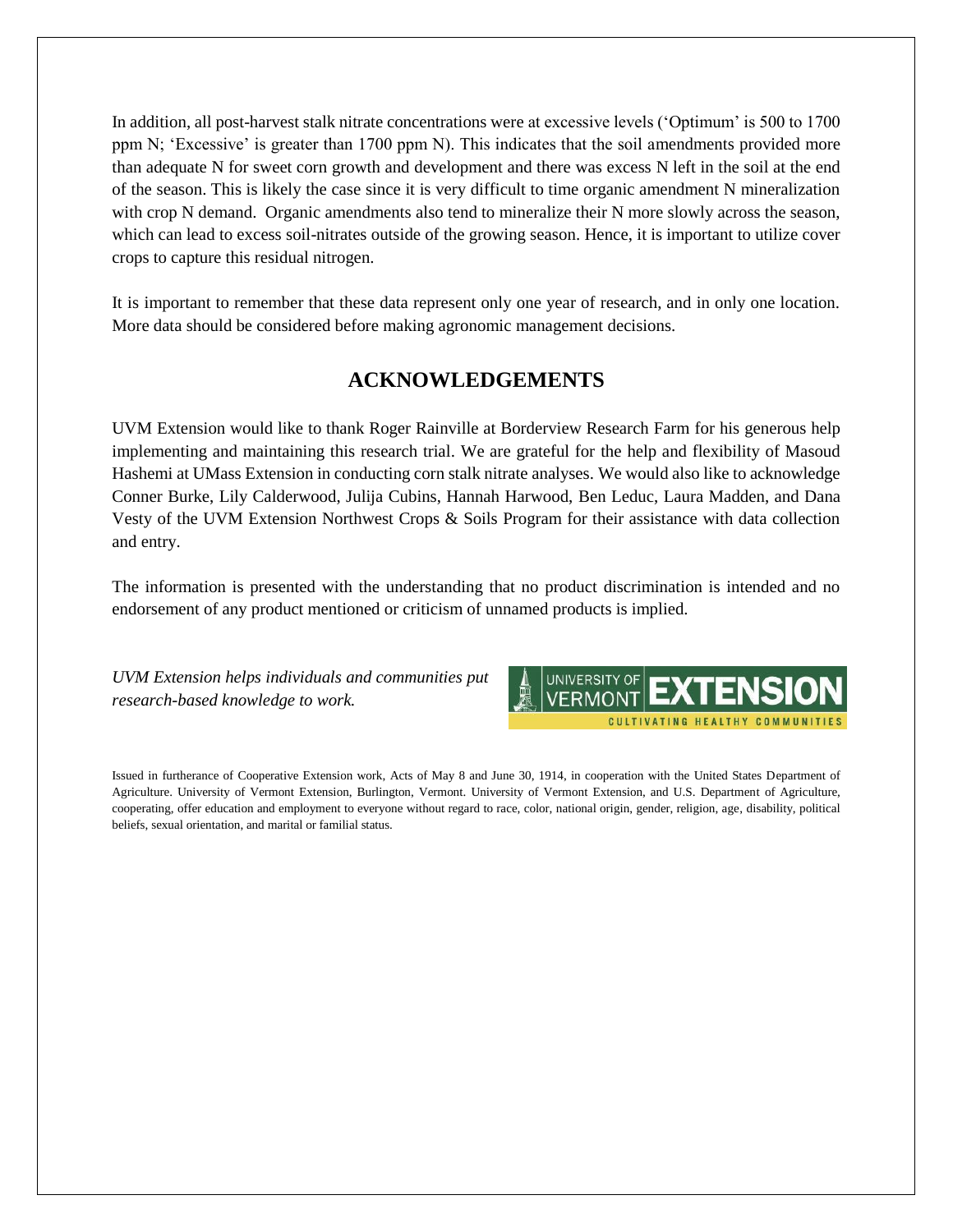In addition, all post-harvest stalk nitrate concentrations were at excessive levels ('Optimum' is 500 to 1700 ppm N; 'Excessive' is greater than 1700 ppm N). This indicates that the soil amendments provided more than adequate N for sweet corn growth and development and there was excess N left in the soil at the end of the season. This is likely the case since it is very difficult to time organic amendment N mineralization with crop N demand. Organic amendments also tend to mineralize their N more slowly across the season, which can lead to excess soil-nitrates outside of the growing season. Hence, it is important to utilize cover crops to capture this residual nitrogen.

It is important to remember that these data represent only one year of research, and in only one location. More data should be considered before making agronomic management decisions.

## ACKNOWLEDGEMENTS

UVM Extension would like to thank Roger Rainville at Borderview Research Farm for his generous help implementing and maintaining this research trial. We are grateful for the help and flexibility of Masoud Hashemi at UMass Extension in conducting corn stalk nitrate analyses. We would also like to acknowledge Conner Burke, Lily Calderwood, Julija Cubins, Hannah Harwood, Ben Leduc, Laura Madden, and Dana Vesty of the UVM Extension Northwest Crops & Soils Program for their assistance with data collection and entry.

The information is presented with the understanding that no product discrimination is intended and no endorsement of any product mentioned or criticism of unnamed products is implied.

*UVM Extension helps individuals and communities put research-based knowledge to work.*

UNIVERSITY OF VERMONT EXTENSION
CULTIVATING HEALTHY COMMUNITIES

Issued in furtherance of Cooperative Extension work, Acts of May 8 and June 30, 1914, in cooperation with the United States Department of Agriculture. University of Vermont Extension, Burlington, Vermont. University of Vermont Extension, and U.S. Department of Agriculture, cooperating, offer education and employment to everyone without regard to race, color, national origin, gender, religion, age, disability, political beliefs, sexual orientation, and marital or familial status.